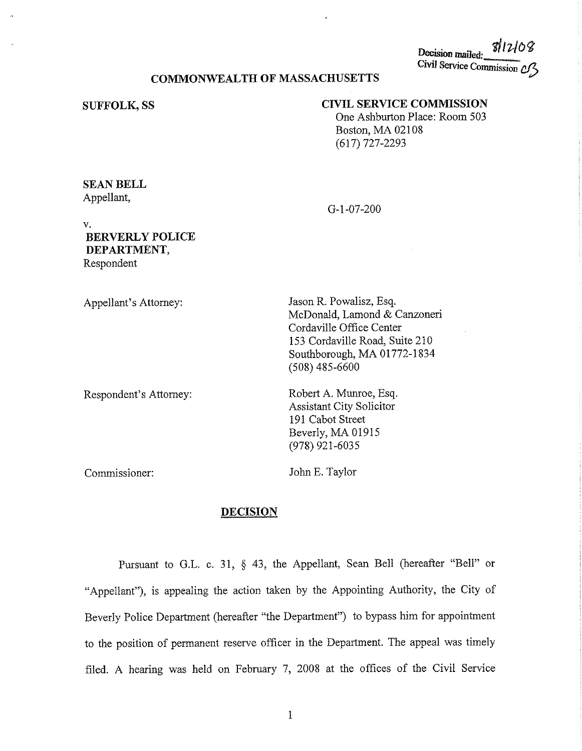Decision mailed: 8/12/08
Civil Service Commission

**COMMONWEALTH OF MASSACHUSETTS**

**SUFFOLK, SS**

**CIVIL SERVICE COMMISSION**
One Ashburton Place: Room 503
Boston, MA 02108
(617) 727-2293

**SEAN BELL**
Appellant,

G-1-07-200

v.

**BERVERLY POLICE DEPARTMENT**,
Respondent

Appellant's Attorney:

Jason R. Powalisz, Esq.
McDonald, Lamond & Canzoneri
Cordaville Office Center
153 Cordaville Road, Suite 210
Southborough, MA 01772-1834
(508) 485-6600

Respondent's Attorney:

Robert A. Munroe, Esq.
Assistant City Solicitor
191 Cabot Street
Beverly, MA 01915
(978) 921-6035

Commissioner:

John E. Taylor

## DECISION

Pursuant to G.L. c. 31, § 43, the Appellant, Sean Bell (hereafter "Bell" or "Appellant"), is appealing the action taken by the Appointing Authority, the City of Beverly Police Department (hereafter "the Department") to bypass him for appointment to the position of permanent reserve officer in the Department. The appeal was timely filed. A hearing was held on February 7, 2008 at the offices of the Civil Service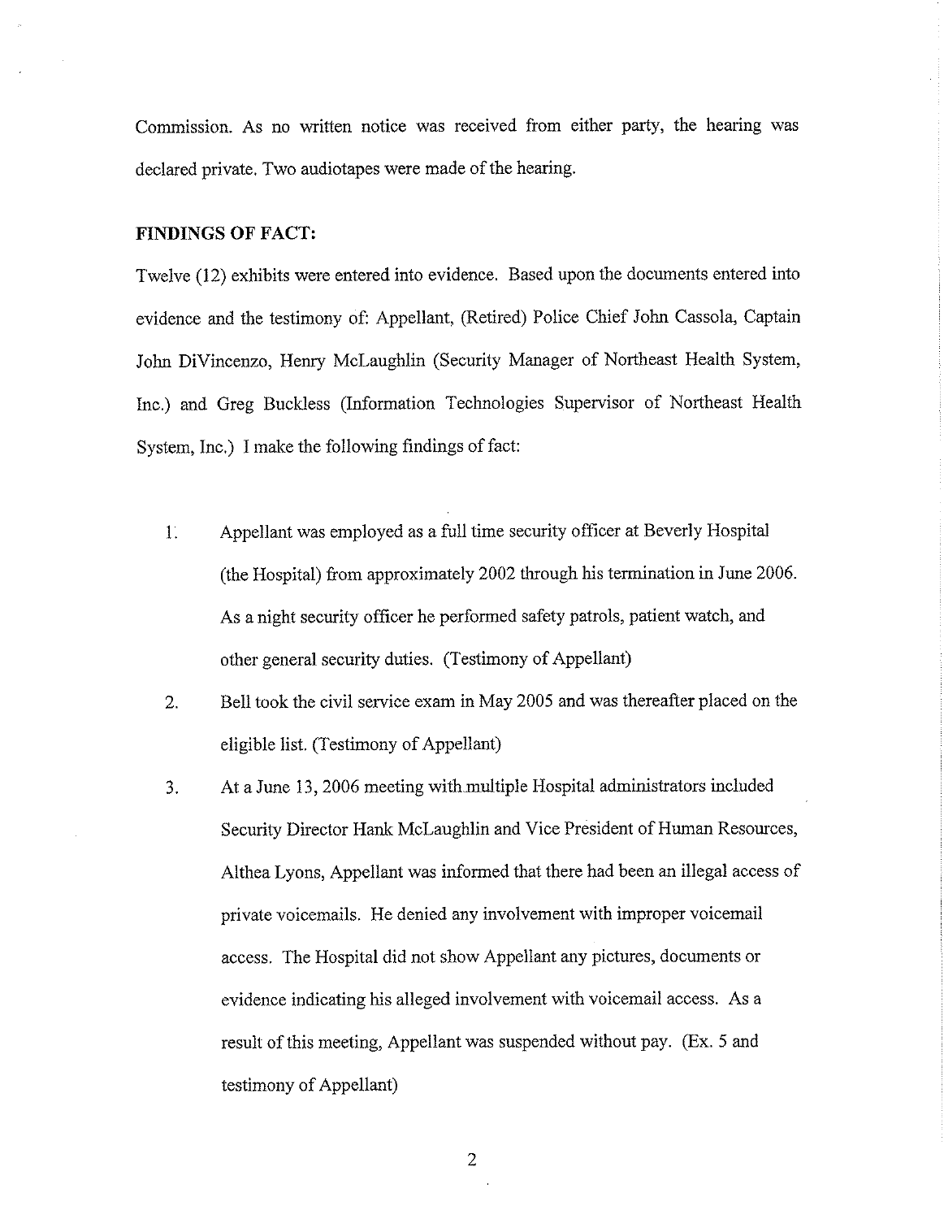Commission. As no written notice was received from either party, the hearing was declared private. Two audiotapes were made of the hearing.

**FINDINGS OF FACT:**

Twelve (12) exhibits were entered into evidence. Based upon the documents entered into evidence and the testimony of: Appellant, (Retired) Police Chief John Cassola, Captain John DiVincenzo, Henry McLaughlin (Security Manager of Northeast Health System, Inc.) and Greg Buckless (Information Technologies Supervisor of Northeast Health System, Inc.) I make the following findings of fact:

1. Appellant was employed as a full time security officer at Beverly Hospital (the Hospital) from approximately 2002 through his termination in June 2006. As a night security officer he performed safety patrols, patient watch, and other general security duties. (Testimony of Appellant)
2. Bell took the civil service exam in May 2005 and was thereafter placed on the eligible list. (Testimony of Appellant)
3. At a June 13, 2006 meeting with multiple Hospital administrators included Security Director Hank McLaughlin and Vice President of Human Resources, Althea Lyons, Appellant was informed that there had been an illegal access of private voicemails. He denied any involvement with improper voicemail access. The Hospital did not show Appellant any pictures, documents or evidence indicating his alleged involvement with voicemail access. As a result of this meeting, Appellant was suspended without pay. (Ex. 5 and testimony of Appellant)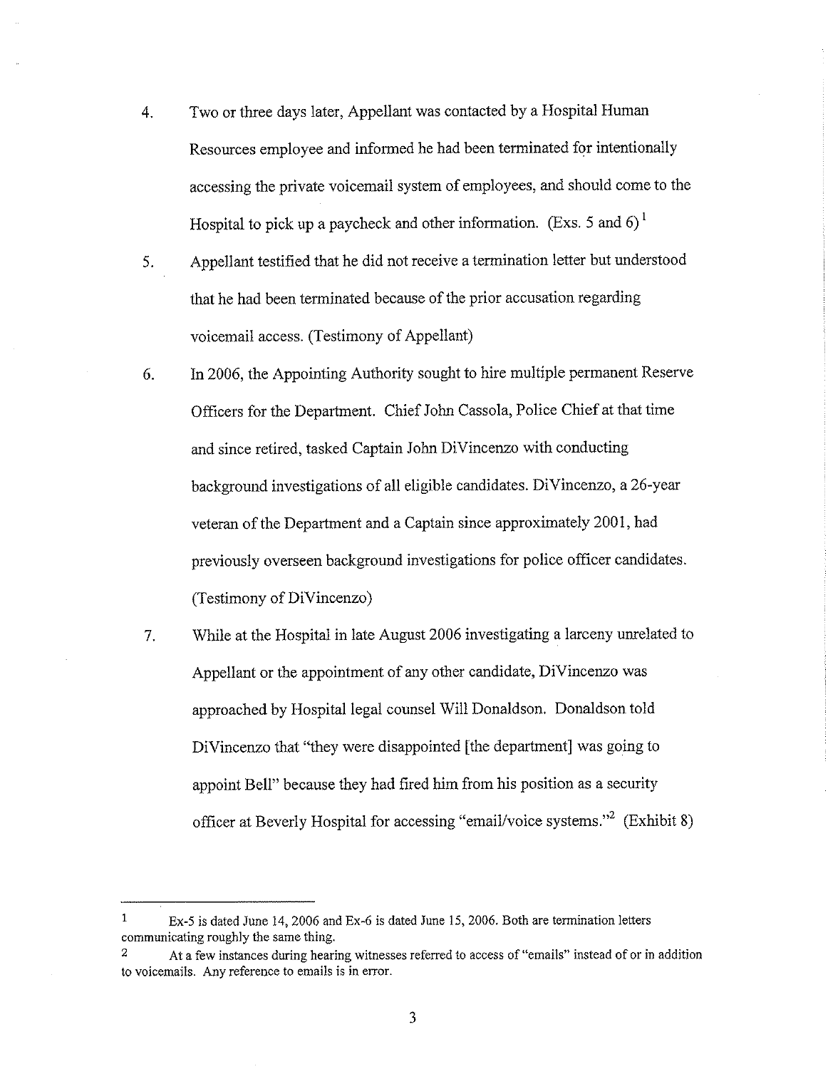4. Two or three days later, Appellant was contacted by a Hospital Human Resources employee and informed he had been terminated for intentionally accessing the private voicemail system of employees, and should come to the Hospital to pick up a paycheck and other information. (Exs. 5 and 6) [1]

5. Appellant testified that he did not receive a termination letter but understood that he had been terminated because of the prior accusation regarding voicemail access. (Testimony of Appellant)

6. In 2006, the Appointing Authority sought to hire multiple permanent Reserve Officers for the Department. Chief John Cassola, Police Chief at that time and since retired, tasked Captain John DiVincenzo with conducting background investigations of all eligible candidates. DiVincenzo, a 26-year veteran of the Department and a Captain since approximately 2001, had previously overseen background investigations for police officer candidates. (Testimony of DiVincenzo)

7. While at the Hospital in late August 2006 investigating a larceny unrelated to Appellant or the appointment of any other candidate, DiVincenzo was approached by Hospital legal counsel Will Donaldson. Donaldson told DiVincenzo that "they were disappointed [the department] was going to appoint Bell" because they had fired him from his position as a security officer at Beverly Hospital for accessing "email/voice systems."[2] (Exhibit 8)

---

[1] Ex-5 is dated June 14, 2006 and Ex-6 is dated June 15, 2006. Both are termination letters communicating roughly the same thing.

[2] At a few instances during hearing witnesses referred to access of "emails" instead of or in addition to voicemails. Any reference to emails is in error.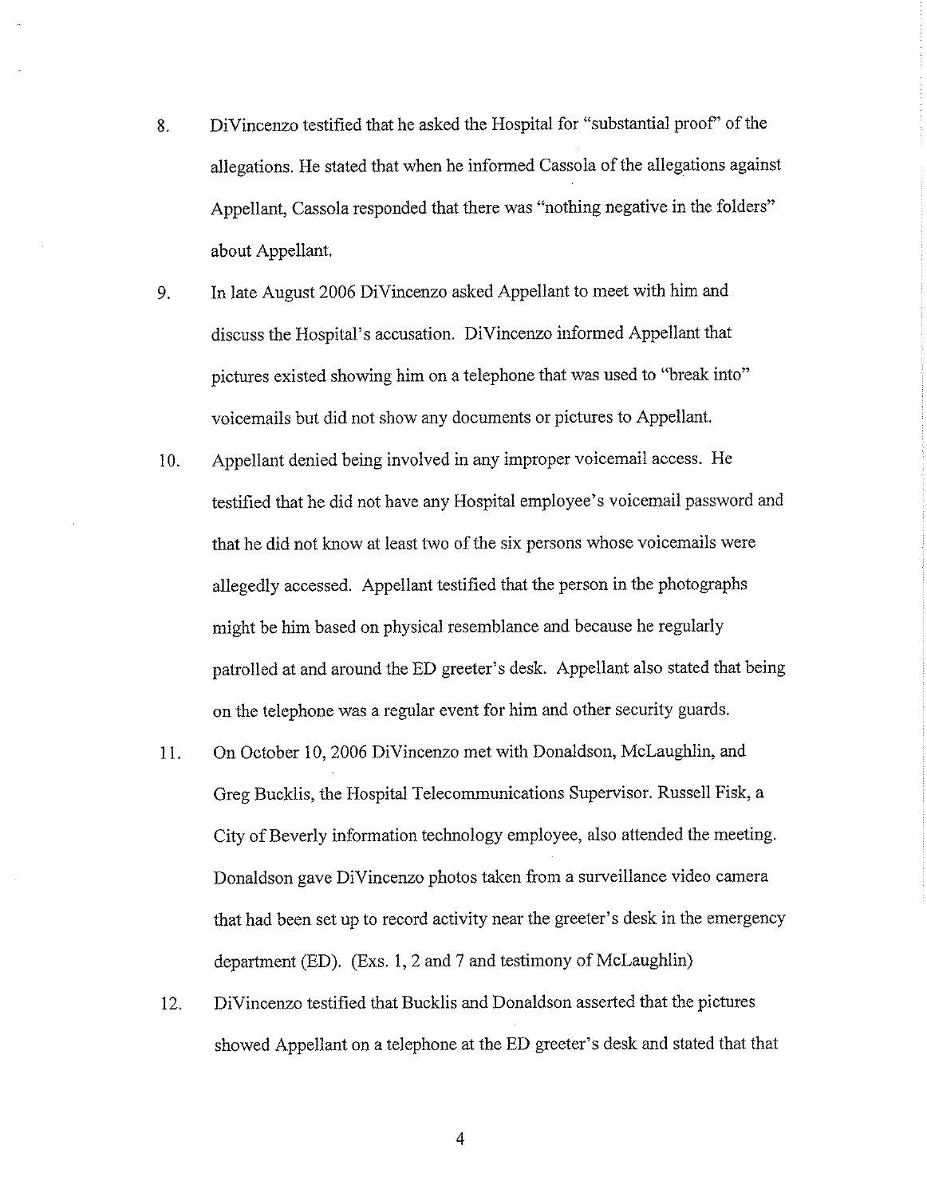8. DiVincenzo testified that he asked the Hospital for "substantial proof" of the allegations. He stated that when he informed Cassola of the allegations against Appellant, Cassola responded that there was "nothing negative in the folders" about Appellant.

9. In late August 2006 DiVincenzo asked Appellant to meet with him and discuss the Hospital's accusation. DiVincenzo informed Appellant that pictures existed showing him on a telephone that was used to "break into" voicemails but did not show any documents or pictures to Appellant.

10. Appellant denied being involved in any improper voicemail access. He testified that he did not have any Hospital employee's voicemail password and that he did not know at least two of the six persons whose voicemails were allegedly accessed. Appellant testified that the person in the photographs might be him based on physical resemblance and because he regularly patrolled at and around the ED greeter's desk. Appellant also stated that being on the telephone was a regular event for him and other security guards.

11. On October 10, 2006 DiVincenzo met with Donaldson, McLaughlin, and Greg Bucklis, the Hospital Telecommunications Supervisor. Russell Fisk, a City of Beverly information technology employee, also attended the meeting. Donaldson gave DiVincenzo photos taken from a surveillance video camera that had been set up to record activity near the greeter's desk in the emergency department (ED). (Exs. 1, 2 and 7 and testimony of McLaughlin)

12. DiVincenzo testified that Bucklis and Donaldson asserted that the pictures showed Appellant on a telephone at the ED greeter's desk and stated that that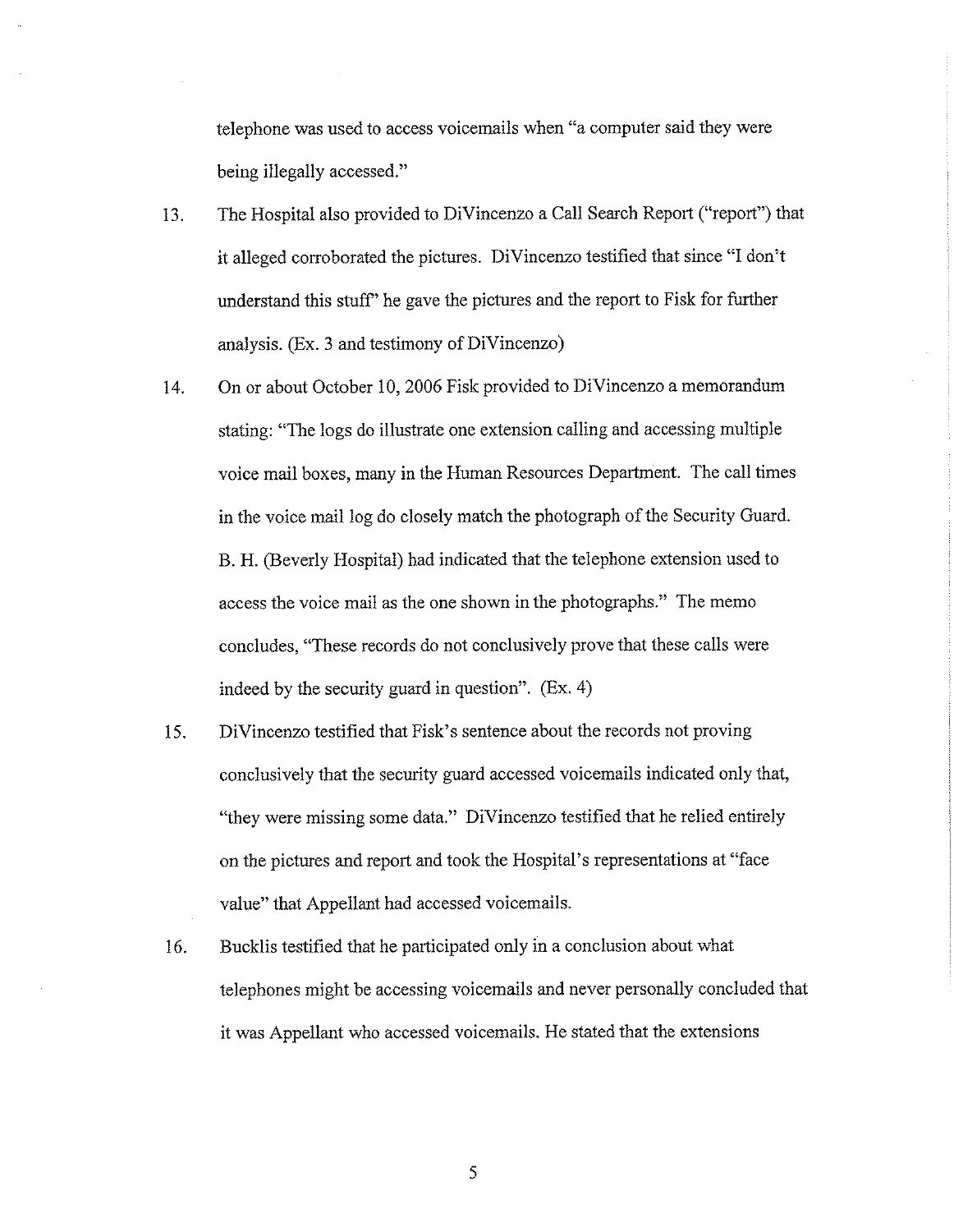telephone was used to access voicemails when "a computer said they were being illegally accessed."

13. The Hospital also provided to DiVincenzo a Call Search Report ("report") that it alleged corroborated the pictures. DiVincenzo testified that since "I don't understand this stuff" he gave the pictures and the report to Fisk for further analysis. (Ex. 3 and testimony of DiVincenzo)

14. On or about October 10, 2006 Fisk provided to DiVincenzo a memorandum stating: "The logs do illustrate one extension calling and accessing multiple voice mail boxes, many in the Human Resources Department. The call times in the voice mail log do closely match the photograph of the Security Guard. B. H. (Beverly Hospital) had indicated that the telephone extension used to access the voice mail as the one shown in the photographs." The memo concludes, "These records do not conclusively prove that these calls were indeed by the security guard in question". (Ex. 4)

15. DiVincenzo testified that Fisk's sentence about the records not proving conclusively that the security guard accessed voicemails indicated only that, "they were missing some data." DiVincenzo testified that he relied entirely on the pictures and report and took the Hospital's representations at "face value" that Appellant had accessed voicemails.

16. Bucklis testified that he participated only in a conclusion about what telephones might be accessing voicemails and never personally concluded that it was Appellant who accessed voicemails. He stated that the extensions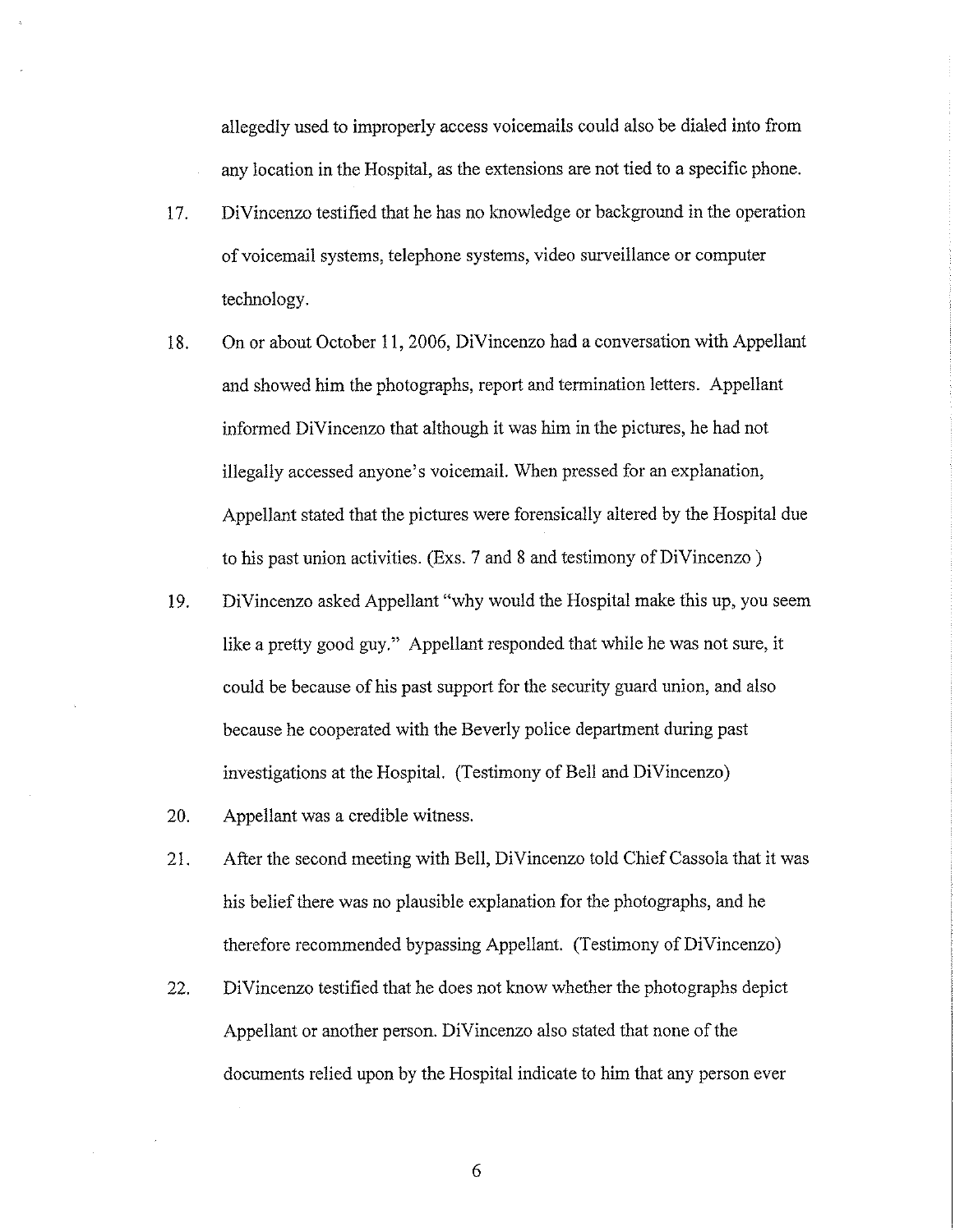allegedly used to improperly access voicemails could also be dialed into from any location in the Hospital, as the extensions are not tied to a specific phone.

17. DiVincenzo testified that he has no knowledge or background in the operation of voicemail systems, telephone systems, video surveillance or computer technology.

18. On or about October 11, 2006, DiVincenzo had a conversation with Appellant and showed him the photographs, report and termination letters. Appellant informed DiVincenzo that although it was him in the pictures, he had not illegally accessed anyone's voicemail. When pressed for an explanation, Appellant stated that the pictures were forensically altered by the Hospital due to his past union activities. (Exs. 7 and 8 and testimony of DiVincenzo )

19. DiVincenzo asked Appellant "why would the Hospital make this up, you seem like a pretty good guy." Appellant responded that while he was not sure, it could be because of his past support for the security guard union, and also because he cooperated with the Beverly police department during past investigations at the Hospital. (Testimony of Bell and DiVincenzo)

20. Appellant was a credible witness.

21. After the second meeting with Bell, DiVincenzo told Chief Cassola that it was his belief there was no plausible explanation for the photographs, and he therefore recommended bypassing Appellant. (Testimony of DiVincenzo)

22. DiVincenzo testified that he does not know whether the photographs depict Appellant or another person. DiVincenzo also stated that none of the documents relied upon by the Hospital indicate to him that any person ever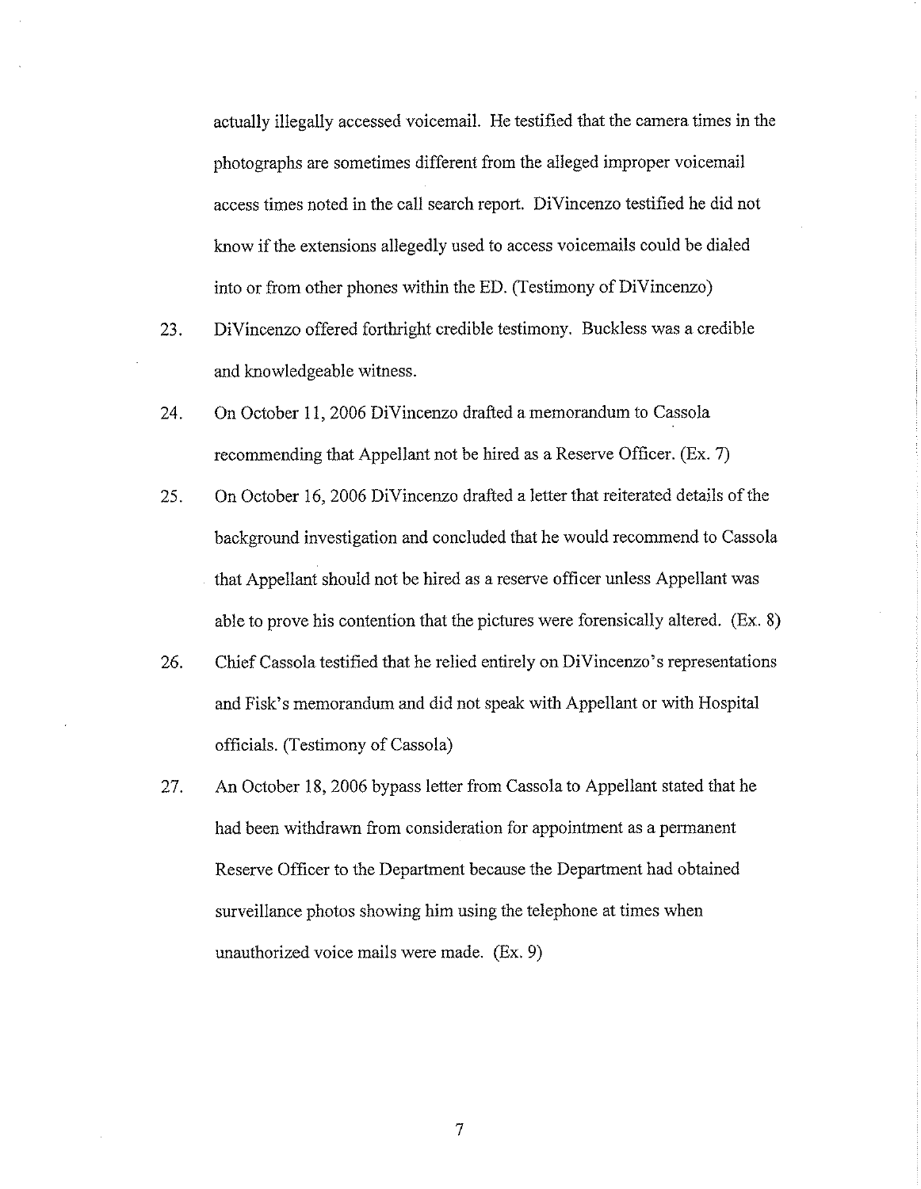actually illegally accessed voicemail. He testified that the camera times in the photographs are sometimes different from the alleged improper voicemail access times noted in the call search report. DiVincenzo testified he did not know if the extensions allegedly used to access voicemails could be dialed into or from other phones within the ED. (Testimony of DiVincenzo)

23. DiVincenzo offered forthright credible testimony. Buckless was a credible and knowledgeable witness.

24. On October 11, 2006 DiVincenzo drafted a memorandum to Cassola recommending that Appellant not be hired as a Reserve Officer. (Ex. 7)

25. On October 16, 2006 DiVincenzo drafted a letter that reiterated details of the background investigation and concluded that he would recommend to Cassola that Appellant should not be hired as a reserve officer unless Appellant was able to prove his contention that the pictures were forensically altered. (Ex. 8)

26. Chief Cassola testified that he relied entirely on DiVincenzo's representations and Fisk's memorandum and did not speak with Appellant or with Hospital officials. (Testimony of Cassola)

27. An October 18, 2006 bypass letter from Cassola to Appellant stated that he had been withdrawn from consideration for appointment as a permanent Reserve Officer to the Department because the Department had obtained surveillance photos showing him using the telephone at times when unauthorized voice mails were made. (Ex. 9)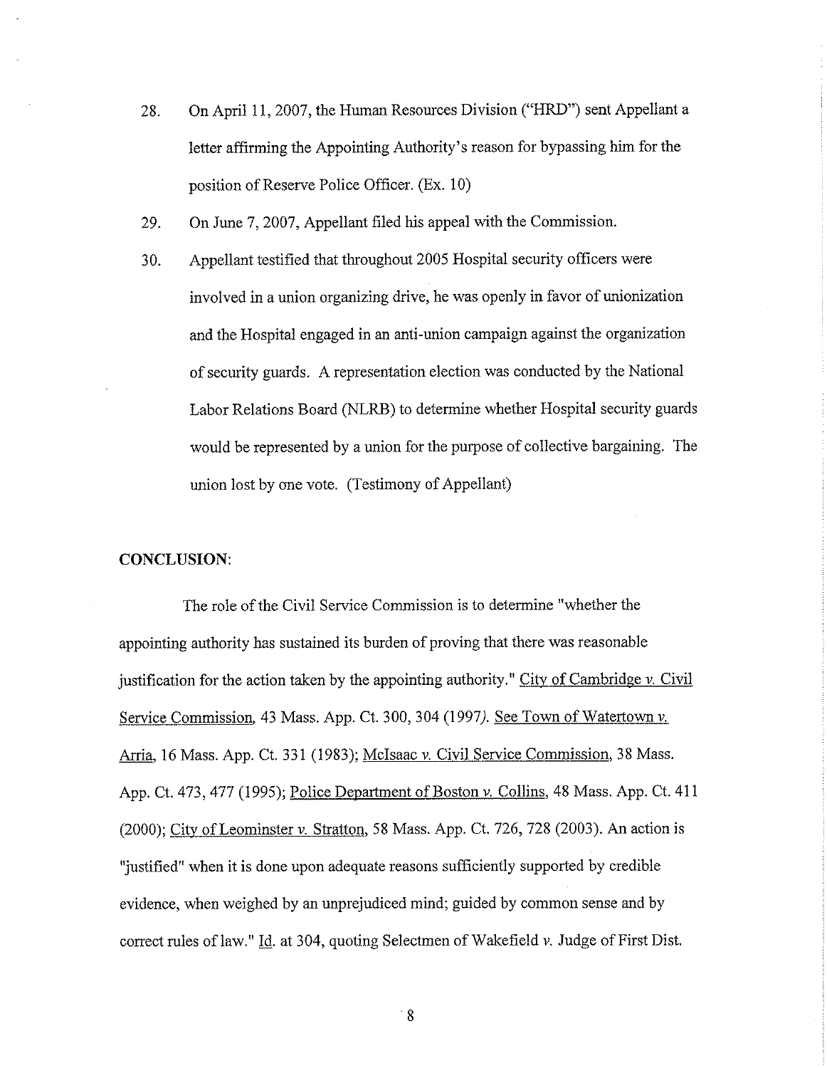28. On April 11, 2007, the Human Resources Division ("HRD") sent Appellant a letter affirming the Appointing Authority's reason for bypassing him for the position of Reserve Police Officer. (Ex. 10)

29. On June 7, 2007, Appellant filed his appeal with the Commission.

30. Appellant testified that throughout 2005 Hospital security officers were involved in a union organizing drive, he was openly in favor of unionization and the Hospital engaged in an anti-union campaign against the organization of security guards. A representation election was conducted by the National Labor Relations Board (NLRB) to determine whether Hospital security guards would be represented by a union for the purpose of collective bargaining. The union lost by one vote. (Testimony of Appellant)

**CONCLUSION**:

The role of the Civil Service Commission is to determine "whether the appointing authority has sustained its burden of proving that there was reasonable justification for the action taken by the appointing authority." City of Cambridge *v.* Civil Service Commission, 43 Mass. App. Ct. 300, 304 (1997). See Town of Watertown *v.* Arria, 16 Mass. App. Ct. 331 (1983); McIsaac *v.* Civil Service Commission, 38 Mass. App. Ct. 473, 477 (1995); Police Department of Boston *v.* Collins, 48 Mass. App. Ct. 411 (2000); City of Leominster *v.* Stratton, 58 Mass. App. Ct. 726, 728 (2003). An action is "justified" when it is done upon adequate reasons sufficiently supported by credible evidence, when weighed by an unprejudiced mind; guided by common sense and by correct rules of law." Id. at 304, quoting Selectmen of Wakefield *v.* Judge of First Dist.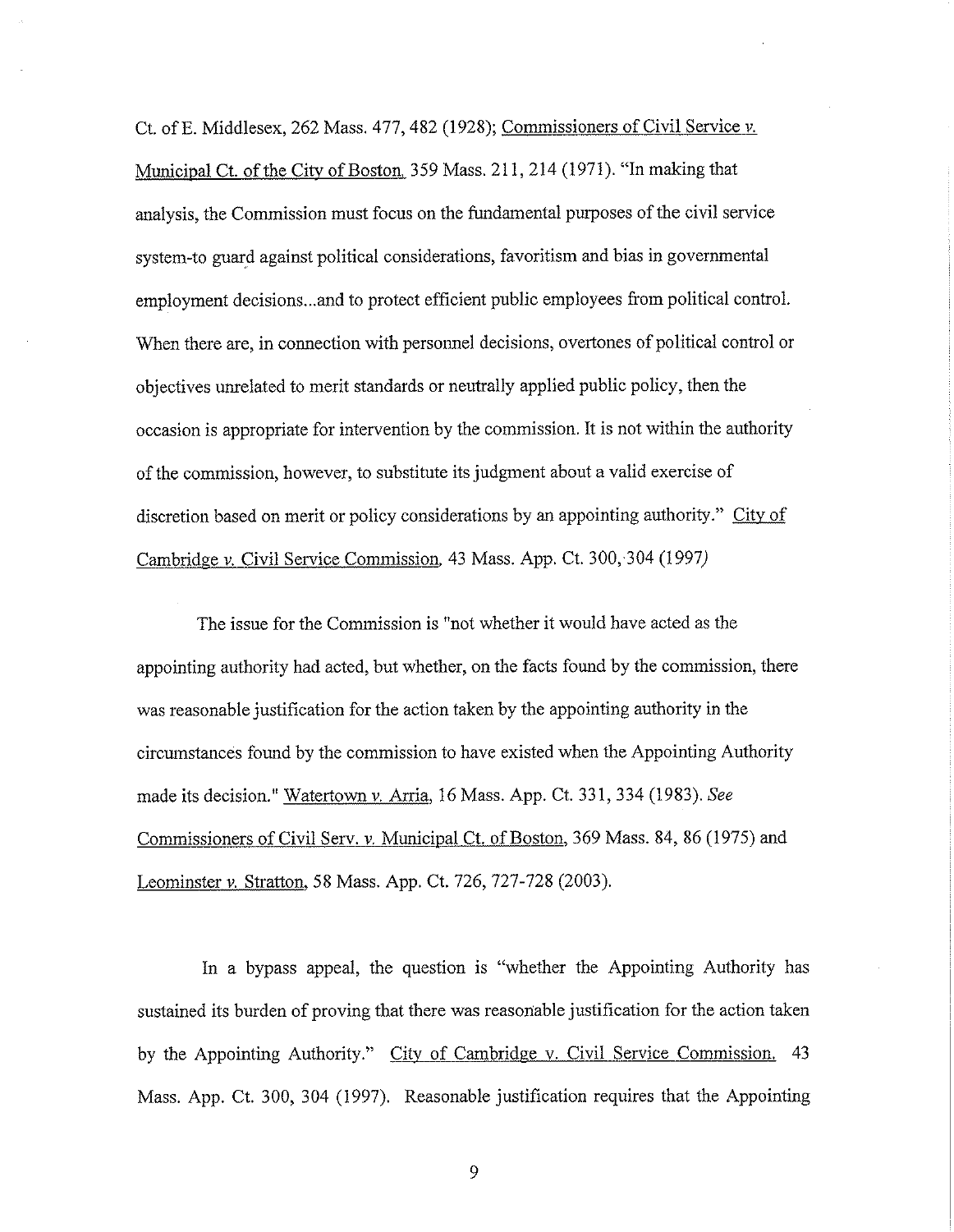Ct. of E. Middlesex, 262 Mass. 477, 482 (1928); Commissioners of Civil Service v. Municipal Ct. of the City of Boston, 359 Mass. 211, 214 (1971). "In making that analysis, the Commission must focus on the fundamental purposes of the civil service system-to guard against political considerations, favoritism and bias in governmental employment decisions...and to protect efficient public employees from political control. When there are, in connection with personnel decisions, overtones of political control or objectives unrelated to merit standards or neutrally applied public policy, then the occasion is appropriate for intervention by the commission. It is not within the authority of the commission, however, to substitute its judgment about a valid exercise of discretion based on merit or policy considerations by an appointing authority." City of Cambridge v. Civil Service Commission, 43 Mass. App. Ct. 300, 304 (1997)

The issue for the Commission is "not whether it would have acted as the appointing authority had acted, but whether, on the facts found by the commission, there was reasonable justification for the action taken by the appointing authority in the circumstances found by the commission to have existed when the Appointing Authority made its decision." Watertown v. Arria, 16 Mass. App. Ct. 331, 334 (1983). *See* Commissioners of Civil Serv. v. Municipal Ct. of Boston, 369 Mass. 84, 86 (1975) and Leominster v. Stratton, 58 Mass. App. Ct. 726, 727-728 (2003).

In a bypass appeal, the question is "whether the Appointing Authority has sustained its burden of proving that there was reasonable justification for the action taken by the Appointing Authority." City of Cambridge v. Civil Service Commission, 43 Mass. App. Ct. 300, 304 (1997). Reasonable justification requires that the Appointing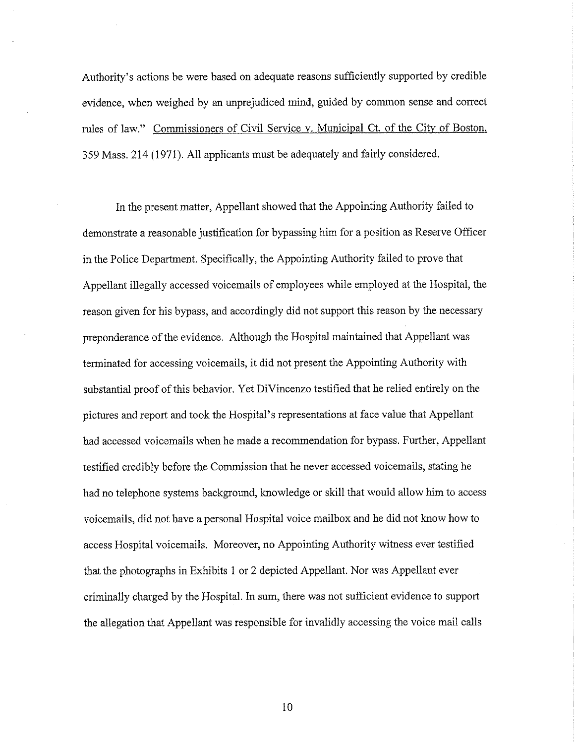Authority's actions be were based on adequate reasons sufficiently supported by credible evidence, when weighed by an unprejudiced mind, guided by common sense and correct rules of law." Commissioners of Civil Service v. Municipal Ct. of the City of Boston, 359 Mass. 214 (1971). All applicants must be adequately and fairly considered.

In the present matter, Appellant showed that the Appointing Authority failed to demonstrate a reasonable justification for bypassing him for a position as Reserve Officer in the Police Department. Specifically, the Appointing Authority failed to prove that Appellant illegally accessed voicemails of employees while employed at the Hospital, the reason given for his bypass, and accordingly did not support this reason by the necessary preponderance of the evidence. Although the Hospital maintained that Appellant was terminated for accessing voicemails, it did not present the Appointing Authority with substantial proof of this behavior. Yet DiVincenzo testified that he relied entirely on the pictures and report and took the Hospital's representations at face value that Appellant had accessed voicemails when he made a recommendation for bypass. Further, Appellant testified credibly before the Commission that he never accessed voicemails, stating he had no telephone systems background, knowledge or skill that would allow him to access voicemails, did not have a personal Hospital voice mailbox and he did not know how to access Hospital voicemails. Moreover, no Appointing Authority witness ever testified that the photographs in Exhibits 1 or 2 depicted Appellant. Nor was Appellant ever criminally charged by the Hospital. In sum, there was not sufficient evidence to support the allegation that Appellant was responsible for invalidly accessing the voice mail calls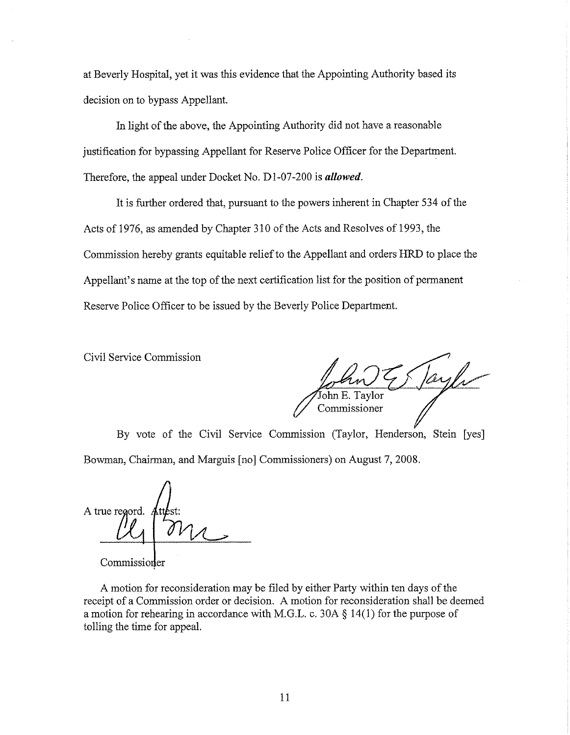at Beverly Hospital, yet it was this evidence that the Appointing Authority based its decision on to bypass Appellant.

In light of the above, the Appointing Authority did not have a reasonable justification for bypassing Appellant for Reserve Police Officer for the Department. Therefore, the appeal under Docket No. D1-07-200 is ***allowed***.

It is further ordered that, pursuant to the powers inherent in Chapter 534 of the Acts of 1976, as amended by Chapter 310 of the Acts and Resolves of 1993, the Commission hereby grants equitable relief to the Appellant and orders HRD to place the Appellant's name at the top of the next certification list for the position of permanent Reserve Police Officer to be issued by the Beverly Police Department.

Civil Service Commission

John E. Taylor
Commissioner

By vote of the Civil Service Commission (Taylor, Henderson, Stein [yes] Bowman, Chairman, and Marguis [no] Commissioners) on August 7, 2008.

A true record. Attest:

Commissioner

A motion for reconsideration may be filed by either Party within ten days of the receipt of a Commission order or decision. A motion for reconsideration shall be deemed a motion for rehearing in accordance with M.G.L. c. 30A § 14(1) for the purpose of tolling the time for appeal.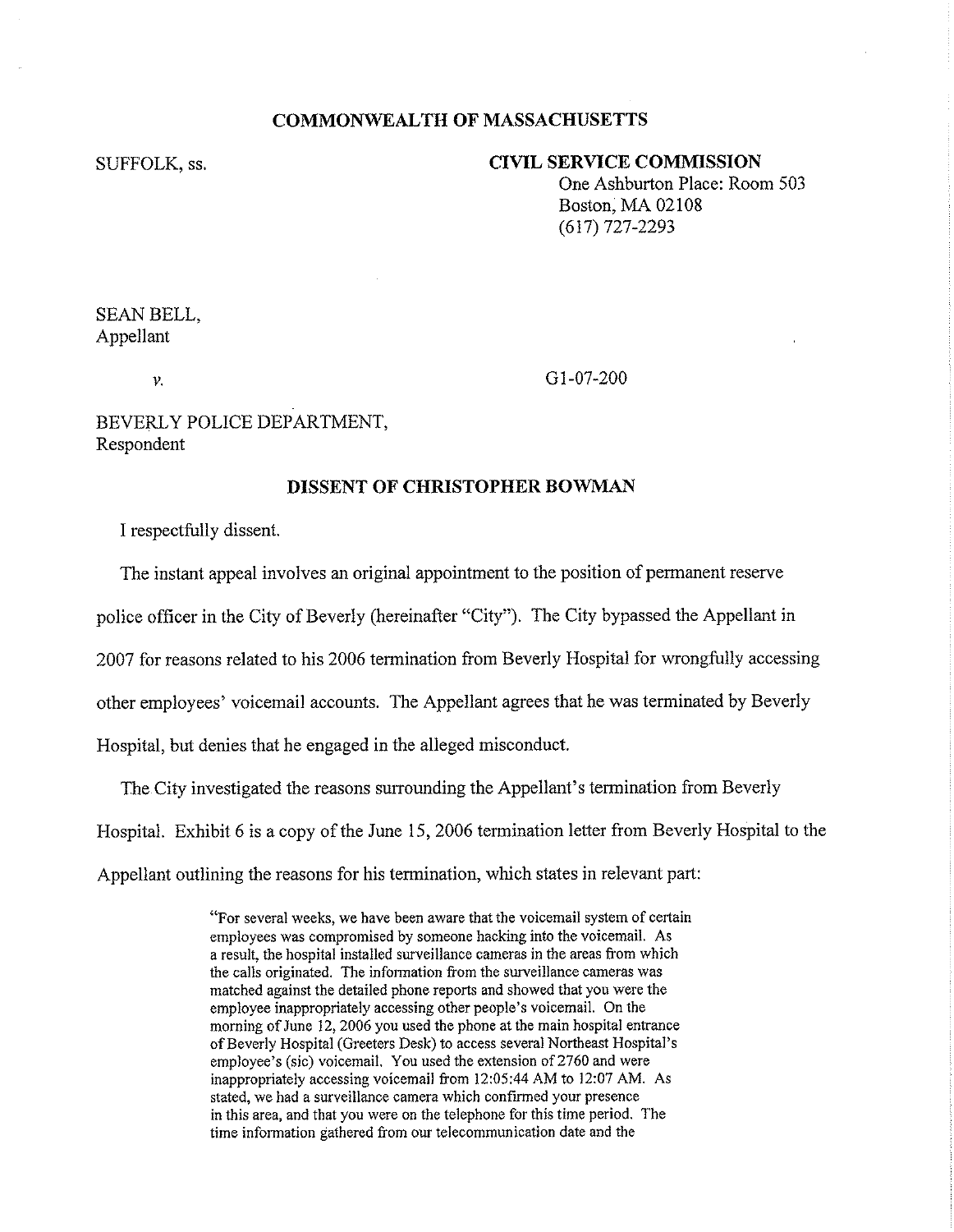**COMMONWEALTH OF MASSACHUSETTS**

SUFFOLK, ss.

**CIVIL SERVICE COMMISSION**
One Ashburton Place: Room 503
Boston, MA 02108
(617) 727-2293

SEAN BELL,
Appellant

*v.*

G1-07-200

BEVERLY POLICE DEPARTMENT,
Respondent

**DISSENT OF CHRISTOPHER BOWMAN**

I respectfully dissent.

The instant appeal involves an original appointment to the position of permanent reserve police officer in the City of Beverly (hereinafter "City"). The City bypassed the Appellant in 2007 for reasons related to his 2006 termination from Beverly Hospital for wrongfully accessing other employees' voicemail accounts. The Appellant agrees that he was terminated by Beverly Hospital, but denies that he engaged in the alleged misconduct.

The City investigated the reasons surrounding the Appellant's termination from Beverly Hospital. Exhibit 6 is a copy of the June 15, 2006 termination letter from Beverly Hospital to the Appellant outlining the reasons for his termination, which states in relevant part:

> "For several weeks, we have been aware that the voicemail system of certain employees was compromised by someone hacking into the voicemail. As a result, the hospital installed surveillance cameras in the areas from which the calls originated. The information from the surveillance cameras was matched against the detailed phone reports and showed that you were the employee inappropriately accessing other people's voicemail. On the morning of June 12, 2006 you used the phone at the main hospital entrance of Beverly Hospital (Greeters Desk) to access several Northeast Hospital's employee's (sic) voicemail. You used the extension of 2760 and were inappropriately accessing voicemail from 12:05:44 AM to 12:07 AM. As stated, we had a surveillance camera which confirmed your presence in this area, and that you were on the telephone for this time period. The time information gathered from our telecommunication date and the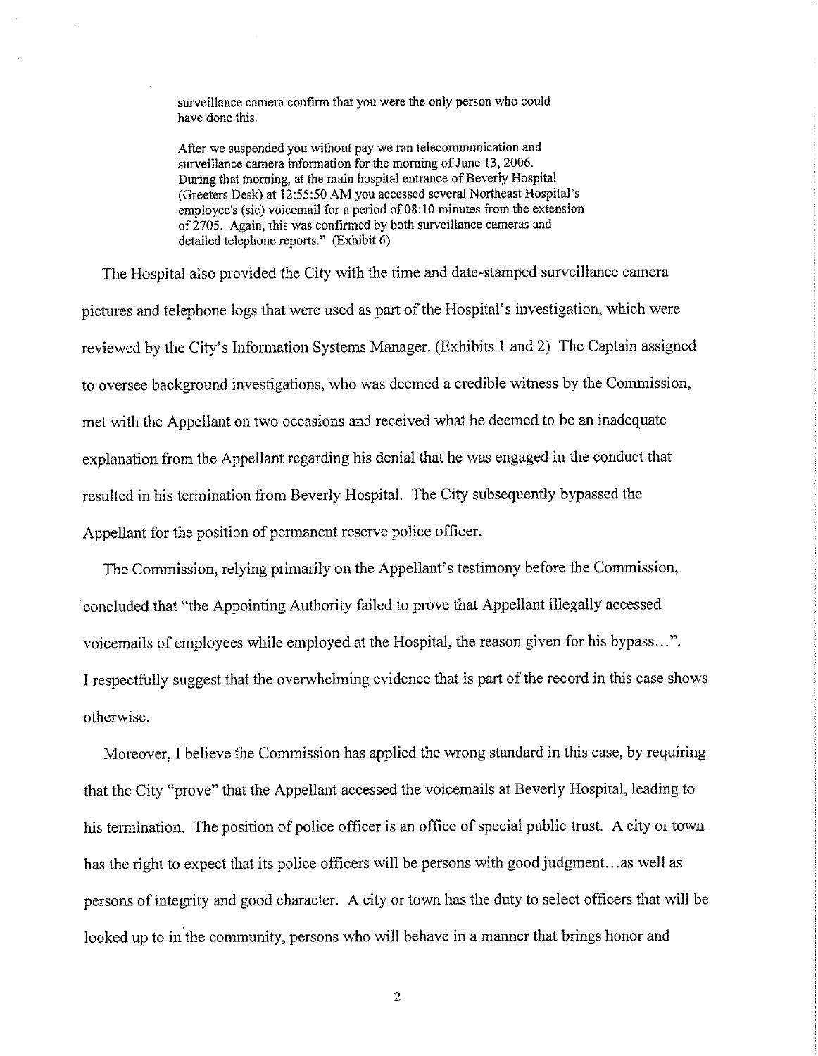> surveillance camera confirm that you were the only person who could have done this.
>
> After we suspended you without pay we ran telecommunication and surveillance camera information for the morning of June 13, 2006. During that morning, at the main hospital entrance of Beverly Hospital (Greeters Desk) at 12:55:50 AM you accessed several Northeast Hospital's employee's (sic) voicemail for a period of 08:10 minutes from the extension of 2705. Again, this was confirmed by both surveillance cameras and detailed telephone reports." (Exhibit 6)

The Hospital also provided the City with the time and date-stamped surveillance camera pictures and telephone logs that were used as part of the Hospital's investigation, which were reviewed by the City's Information Systems Manager. (Exhibits 1 and 2) The Captain assigned to oversee background investigations, who was deemed a credible witness by the Commission, met with the Appellant on two occasions and received what he deemed to be an inadequate explanation from the Appellant regarding his denial that he was engaged in the conduct that resulted in his termination from Beverly Hospital. The City subsequently bypassed the Appellant for the position of permanent reserve police officer.

The Commission, relying primarily on the Appellant's testimony before the Commission, concluded that "the Appointing Authority failed to prove that Appellant illegally accessed voicemails of employees while employed at the Hospital, the reason given for his bypass…". I respectfully suggest that the overwhelming evidence that is part of the record in this case shows otherwise.

Moreover, I believe the Commission has applied the wrong standard in this case, by requiring that the City "prove" that the Appellant accessed the voicemails at Beverly Hospital, leading to his termination. The position of police officer is an office of special public trust. A city or town has the right to expect that its police officers will be persons with good judgment…as well as persons of integrity and good character. A city or town has the duty to select officers that will be looked up to in the community, persons who will behave in a manner that brings honor and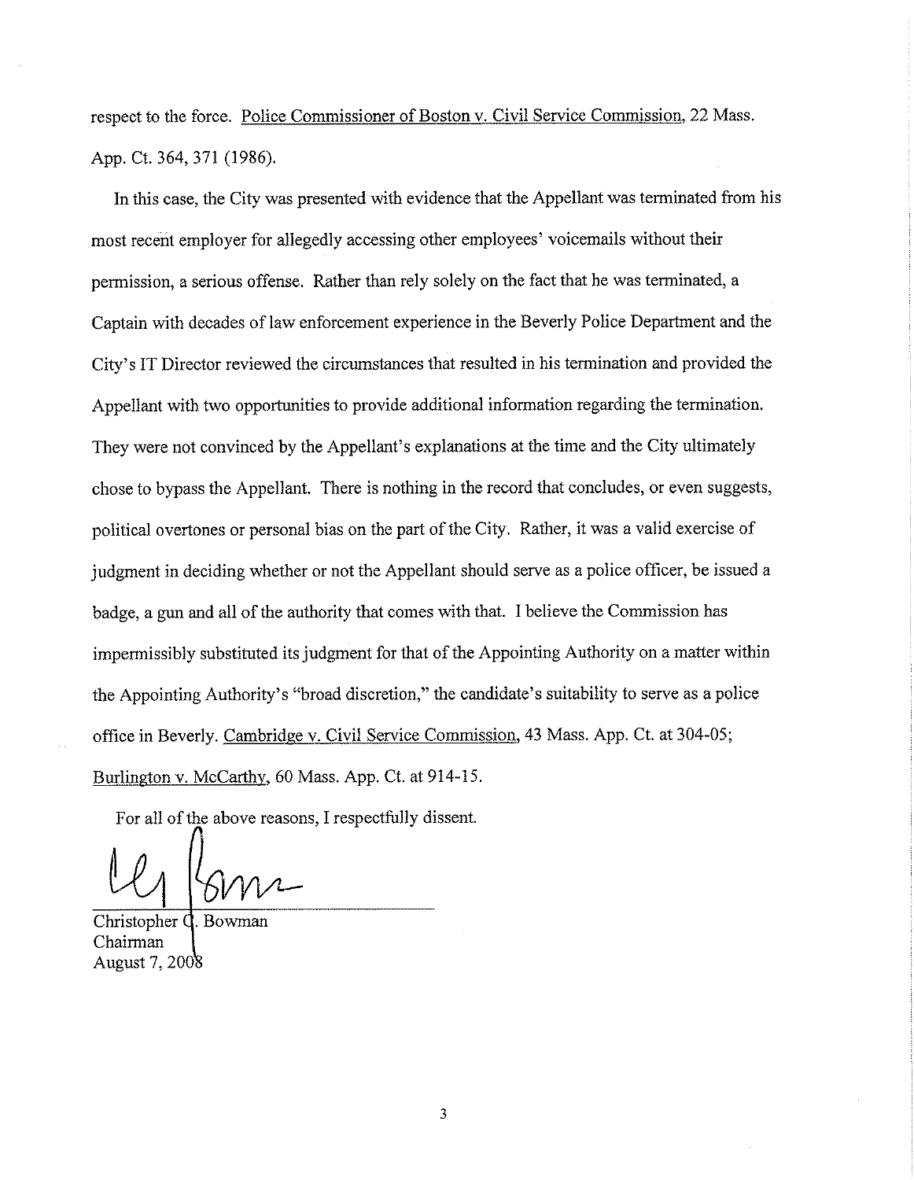respect to the force. Police Commissioner of Boston v. Civil Service Commission, 22 Mass. App. Ct. 364, 371 (1986).

In this case, the City was presented with evidence that the Appellant was terminated from his most recent employer for allegedly accessing other employees' voicemails without their permission, a serious offense. Rather than rely solely on the fact that he was terminated, a Captain with decades of law enforcement experience in the Beverly Police Department and the City's IT Director reviewed the circumstances that resulted in his termination and provided the Appellant with two opportunities to provide additional information regarding the termination. They were not convinced by the Appellant's explanations at the time and the City ultimately chose to bypass the Appellant. There is nothing in the record that concludes, or even suggests, political overtones or personal bias on the part of the City. Rather, it was a valid exercise of judgment in deciding whether or not the Appellant should serve as a police officer, be issued a badge, a gun and all of the authority that comes with that. I believe the Commission has impermissibly substituted its judgment for that of the Appointing Authority on a matter within the Appointing Authority's "broad discretion," the candidate's suitability to serve as a police office in Beverly. Cambridge v. Civil Service Commission, 43 Mass. App. Ct. at 304-05; Burlington v. McCarthy, 60 Mass. App. Ct. at 914-15.

For all of the above reasons, I respectfully dissent.

Christopher C. Bowman
Chairman
August 7, 2008